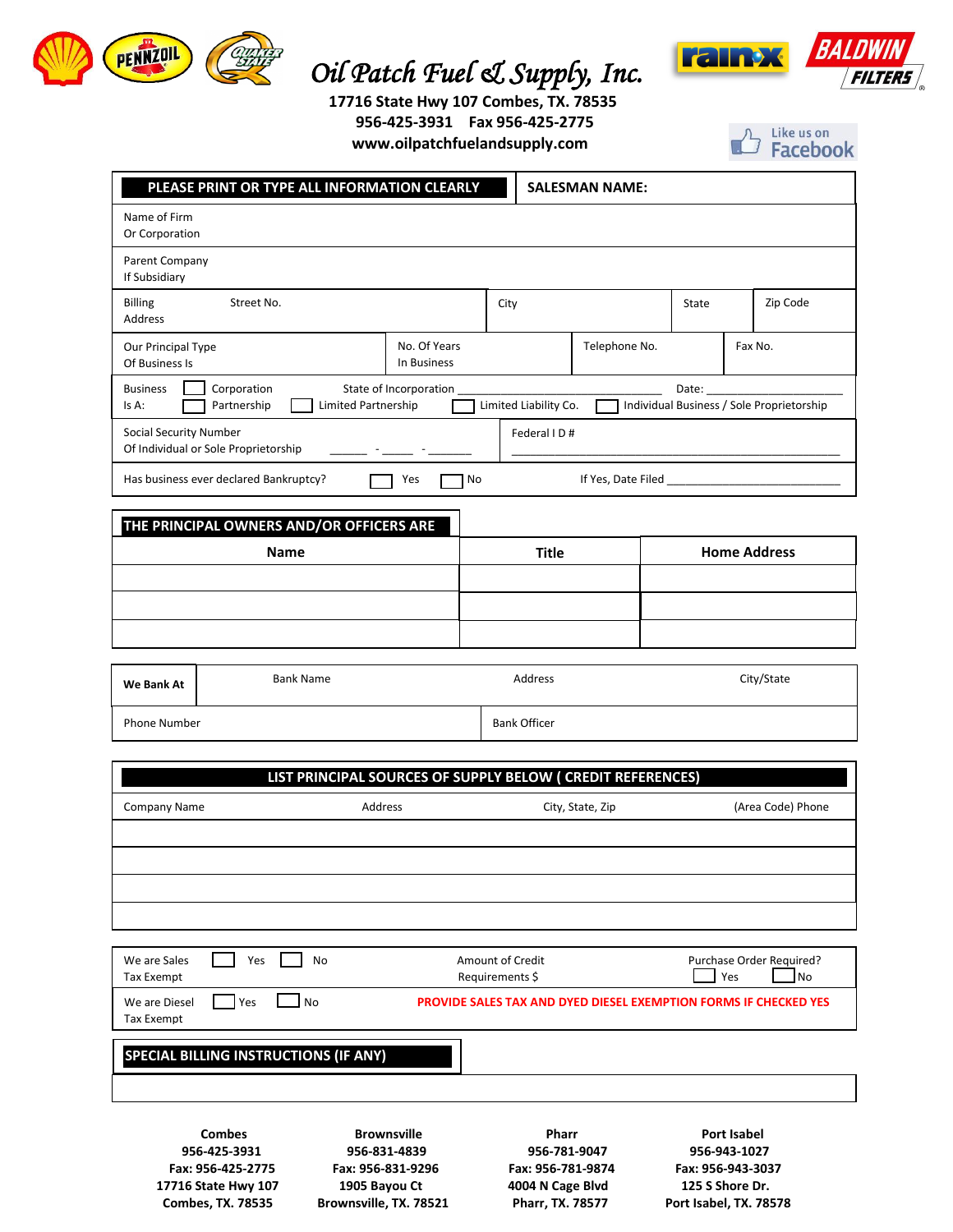# Oil Patch Fuel & Supply, Inc.

**17716 State Hwy 107 Combes, TX. 78535**
**956-425-3931 Fax 956-425-2775**
**www.oilpatchfuelandsupply.com**

Like us on Facebook

| **PLEASE PRINT OR TYPE ALL INFORMATION CLEARLY** | **SALESMAN NAME:** |
|---|---|

Name of Firm Or Corporation

Parent Company If Subsidiary

| Billing Address Street No. | City | State | Zip Code |
|---|---|---|---|

| Our Principal Type Of Business Is | No. Of Years In Business | Telephone No. | Fax No. |
|---|---|---|---|

Business Is A: ☐ Corporation State of Incorporation ______________________ Date: ______________
☐ Partnership ☐ Limited Partnership ☐ Limited Liability Co. ☐ Individual Business / Sole Proprietorship

| Social Security Number Of Individual or Sole Proprietorship _____ - _____ - _______ | Federal I D # ______________________________________ |
|---|---|

Has business ever declared Bankruptcy? ☐ Yes ☐ No If Yes, Date Filed ________________________

## THE PRINCIPAL OWNERS AND/OR OFFICERS ARE

| Name | Title | Home Address |
|---|---|---|
| | | |
| | | |
| | | |

| **We Bank At** | Bank Name | Address | City/State |
|---|---|---|---|
| Phone Number | | Bank Officer | |

## LIST PRINCIPAL SOURCES OF SUPPLY BELOW ( CREDIT REFERENCES)

| Company Name | Address | City, State, Zip | (Area Code) Phone |
|---|---|---|---|
| | | | |
| | | | |
| | | | |
| | | | |

We are Sales Tax Exempt ☐ Yes ☐ No Amount of Credit Requirements $ Purchase Order Required? ☐ Yes ☐ No

We are Diesel Tax Exempt ☐ Yes ☐ No **PROVIDE SALES TAX AND DYED DIESEL EXEMPTION FORMS IF CHECKED YES**

## SPECIAL BILLING INSTRUCTIONS (IF ANY)

| **Combes** | **Brownsville** | **Pharr** | **Port Isabel** |
|---|---|---|---|
| **956-425-3931** | **956-831-4839** | **956-781-9047** | **956-943-1027** |
| **Fax: 956-425-2775** | **Fax: 956-831-9296** | **Fax: 956-781-9874** | **Fax: 956-943-3037** |
| **17716 State Hwy 107** | **1905 Bayou Ct** | **4004 N Cage Blvd** | **125 S Shore Dr.** |
| **Combes, TX. 78535** | **Brownsville, TX. 78521** | **Pharr, TX. 78577** | **Port Isabel, TX. 78578** |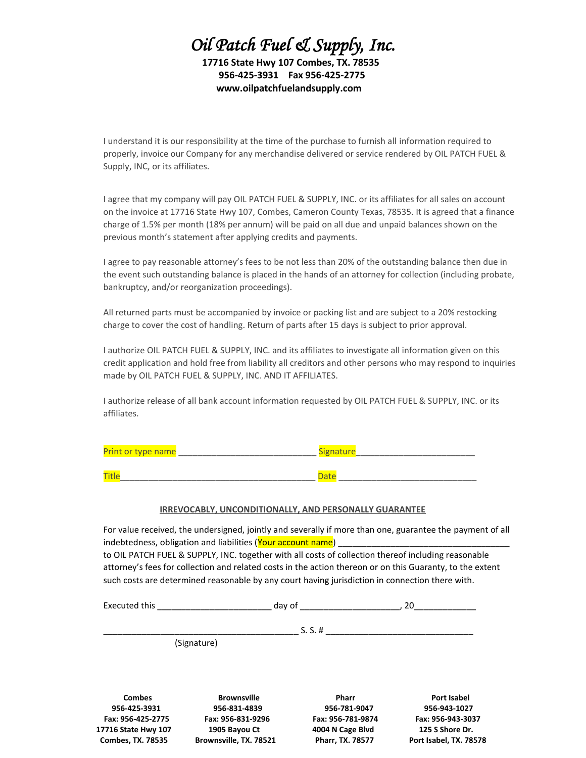# *Oil Patch Fuel & Supply, Inc.*

**17716 State Hwy 107 Combes, TX. 78535**
**956-425-3931 Fax 956-425-2775**
**www.oilpatchfuelandsupply.com**

I understand it is our responsibility at the time of the purchase to furnish all information required to properly, invoice our Company for any merchandise delivered or service rendered by OIL PATCH FUEL & Supply, INC, or its affiliates.

I agree that my company will pay OIL PATCH FUEL & SUPPLY, INC. or its affiliates for all sales on account on the invoice at 17716 State Hwy 107, Combes, Cameron County Texas, 78535. It is agreed that a finance charge of 1.5% per month (18% per annum) will be paid on all due and unpaid balances shown on the previous month's statement after applying credits and payments.

I agree to pay reasonable attorney's fees to be not less than 20% of the outstanding balance then due in the event such outstanding balance is placed in the hands of an attorney for collection (including probate, bankruptcy, and/or reorganization proceedings).

All returned parts must be accompanied by invoice or packing list and are subject to a 20% restocking charge to cover the cost of handling. Return of parts after 15 days is subject to prior approval.

I authorize OIL PATCH FUEL & SUPPLY, INC. and its affiliates to investigate all information given on this credit application and hold free from liability all creditors and other persons who may respond to inquiries made by OIL PATCH FUEL & SUPPLY, INC. AND IT AFFILIATES.

I authorize release of all bank account information requested by OIL PATCH FUEL & SUPPLY, INC. or its affiliates.

Print or type name ____________________________ Signature _________________________

Title __________________________________________ Date ____________________________

**IRREVOCABLY, UNCONDITIONALLY, AND PERSONALLY GUARANTEE**

For value received, the undersigned, jointly and severally if more than one, guarantee the payment of all indebtedness, obligation and liabilities (Your account name) ____________________________________ to OIL PATCH FUEL & SUPPLY, INC. together with all costs of collection thereof including reasonable attorney's fees for collection and related costs in the action thereon or on this Guaranty, to the extent such costs are determined reasonable by any court having jurisdiction in connection there with.

Executed this _______________________ day of ____________________, 20____________

________________________________________ S. S. # _______________________________
(Signature)

| **Combes** | **Brownsville** | **Pharr** | **Port Isabel** |
|---|---|---|---|
| **956-425-3931** | **956-831-4839** | **956-781-9047** | **956-943-1027** |
| **Fax: 956-425-2775** | **Fax: 956-831-9296** | **Fax: 956-781-9874** | **Fax: 956-943-3037** |
| **17716 State Hwy 107** | **1905 Bayou Ct** | **4004 N Cage Blvd** | **125 S Shore Dr.** |
| **Combes, TX. 78535** | **Brownsville, TX. 78521** | **Pharr, TX. 78577** | **Port Isabel, TX. 78578** |